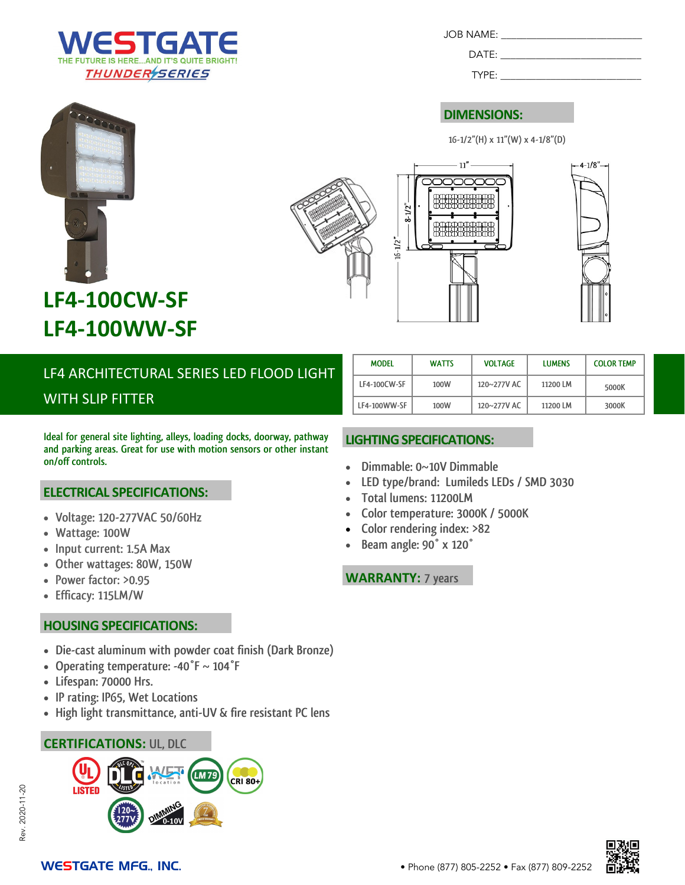# WESTGATE

THE FUTURE IS HERE...AND IT'S QUITE BRIGHT!

THUNDER SERIES

JOB NAME: ____________________

DATE: ____________________

TYPE: ____________________

## DIMENSIONS:

16-1/2"(H) x 11"(W) x 4-1/8"(D)

# LF4-100CW-SF
# LF4-100WW-SF

## LF4 ARCHITECTURAL SERIES LED FLOOD LIGHT WITH SLIP FITTER

| MODEL | WATTS | VOLTAGE | LUMENS | COLOR TEMP |
|---|---|---|---|---|
| LF4-100CW-SF | 100W | 120~277V AC | 11200 LM | 5000K |
| LF4-100WW-SF | 100W | 120~277V AC | 11200 LM | 3000K |

Ideal for general site lighting, alleys, loading docks, doorway, pathway and parking areas. Great for use with motion sensors or other instant on/off controls.

## ELECTRICAL SPECIFICATIONS:

- Voltage: 120-277VAC 50/60Hz
- Wattage: 100W
- Input current: 1.5A Max
- Other wattages: 80W, 150W
- Power factor: >0.95
- Efficacy: 115LM/W

## HOUSING SPECIFICATIONS:

- Die-cast aluminum with powder coat finish (Dark Bronze)
- Operating temperature: -40˚F ~ 104˚F
- Lifespan: 70000 Hrs.
- IP rating: IP65, Wet Locations
- High light transmittance, anti-UV & fire resistant PC lens

## CERTIFICATIONS: UL, DLC

## LIGHTING SPECIFICATIONS:

- Dimmable: 0~10V Dimmable
- LED type/brand: Lumileds LEDs / SMD 3030
- Total lumens: 11200LM
- Color temperature: 3000K / 5000K
- Color rendering index: >82
- Beam angle: 90˚ x 120˚

## WARRANTY: 7 years

Rev. 2020-11-20

WESTGATE MFG., INC. • Phone (877) 805-2252 • Fax (877) 809-2252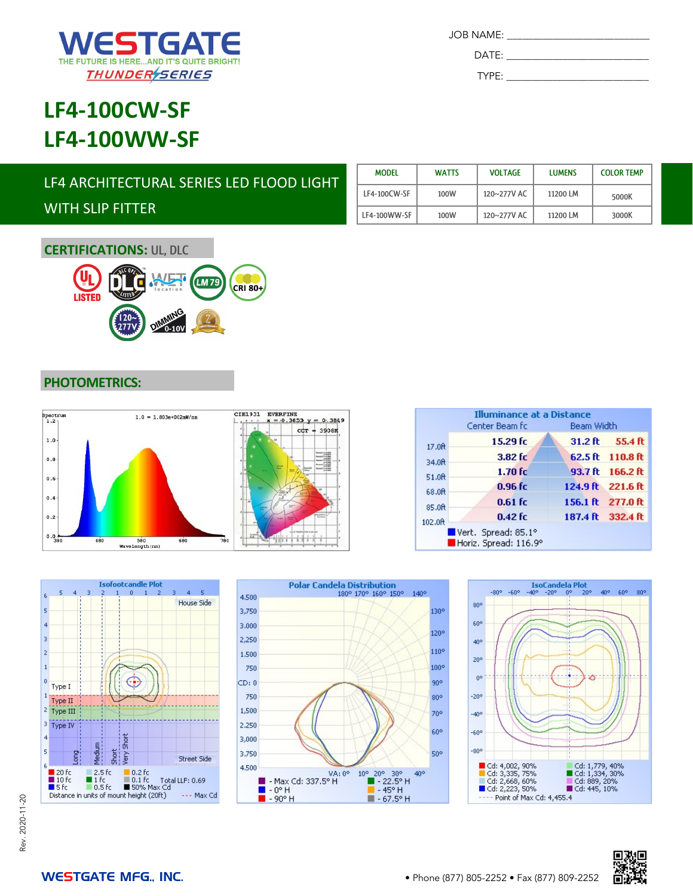# WESTGATE

THE FUTURE IS HERE...AND IT'S QUITE BRIGHT!

THUNDER SERIES

JOB NAME: ____________________________

DATE: ____________________________

TYPE: ____________________________

# LF4-100CW-SF
# LF4-100WW-SF

## LF4 ARCHITECTURAL SERIES LED FLOOD LIGHT WITH SLIP FITTER

| MODEL | WATTS | VOLTAGE | LUMENS | COLOR TEMP |
|---|---|---|---|---|
| LF4-100CW-SF | 100W | 120~277V AC | 11200 LM | 5000K |
| LF4-100WW-SF | 100W | 120~277V AC | 11200 LM | 3000K |

## CERTIFICATIONS: UL, DLC

UL LISTED, DLC, WET location, LM 79, CRI 80+, 120~277V, DIMMING 0-10V

## PHOTOMETRICS:

Spectrum
1.0 = 1.803e+002mW/nm
Wavelength (nm)

CIE1931 EVERFINE
x = 0.3853 y = 0.3849
CCT = 3906K

Illuminance at a Distance
Center Beam fc
Beam Width

17.0ft
34.0ft
51.0ft
68.0ft
85.0ft
102.0ft

15.29 fc
3.82 fc
1.70 fc
0.96 fc
0.61 fc
0.42 fc

31.2 ft
62.5 ft
93.7 ft
124.9 ft
156.1 ft
187.4 ft

55.4 ft
110.8 ft
166.2 ft
221.6 ft
277.0 ft
332.4 ft

Vert. Spread: 85.1°
Horiz. Spread: 116.9°

Isofootcandle Plot
House Side
Street Side
Type I
Type II
Type III
Type IV
Long
Medium
Short
Very Short
20 fc
10 fc
5 fc
2.5 fc
1 fc
0.5 fc
0.2 fc
0.1 fc
50% Max Cd
Total LLF: 0.69
Distance in units of mount height (20ft)
Max Cd

Polar Candela Distribution
- Max Cd: 337.5° H
- 0° H
- 90° H
- 22.5° H
- 45° H
- 67.5° H

IsoCandela Plot
Cd: 4,002, 90%
Cd: 3,335, 75%
Cd: 2,668, 60%
Cd: 2,223, 50%
Cd: 1,779, 40%
Cd: 1,334, 30%
Cd: 889, 20%
Cd: 445, 10%
Point of Max Cd: 4,455.4

Rev. 2020-11-20

WESTGATE MFG., INC.

• Phone (877) 805-2252 • Fax (877) 809-2252